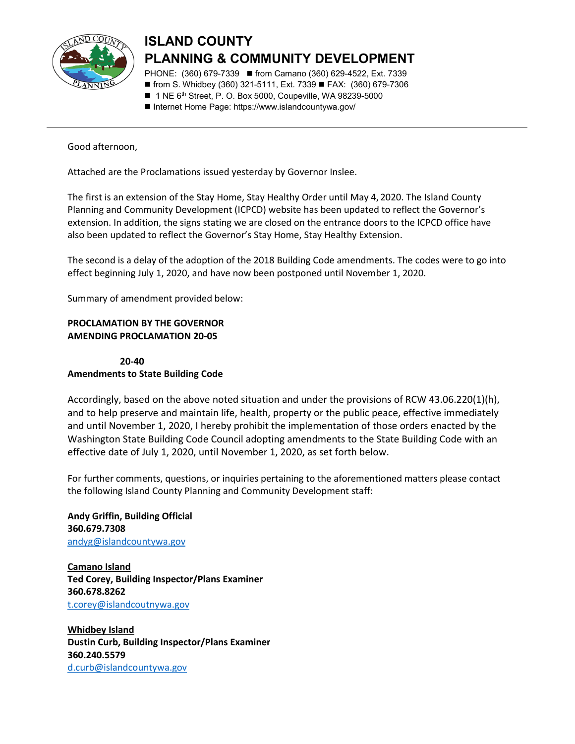# ISLAND COUNTY
# PLANNING & COMMUNITY DEVELOPMENT

PHONE: (360) 679-7339 ■ from Camano (360) 629-4522, Ext. 7339
■ from S. Whidbey (360) 321-5111, Ext. 7339 ■ FAX: (360) 679-7306
■ 1 NE 6th Street, P. O. Box 5000, Coupeville, WA 98239-5000
■ Internet Home Page: https://www.islandcountywa.gov/

---

Good afternoon,

Attached are the Proclamations issued yesterday by Governor Inslee.

The first is an extension of the Stay Home, Stay Healthy Order until May 4, 2020. The Island County Planning and Community Development (ICPCD) website has been updated to reflect the Governor's extension. In addition, the signs stating we are closed on the entrance doors to the ICPCD office have also been updated to reflect the Governor's Stay Home, Stay Healthy Extension.

The second is a delay of the adoption of the 2018 Building Code amendments. The codes were to go into effect beginning July 1, 2020, and have now been postponed until November 1, 2020.

Summary of amendment provided below:

**PROCLAMATION BY THE GOVERNOR**
**AMENDING PROCLAMATION 20-05**

**20-40**
**Amendments to State Building Code**

Accordingly, based on the above noted situation and under the provisions of RCW 43.06.220(1)(h), and to help preserve and maintain life, health, property or the public peace, effective immediately and until November 1, 2020, I hereby prohibit the implementation of those orders enacted by the Washington State Building Code Council adopting amendments to the State Building Code with an effective date of July 1, 2020, until November 1, 2020, as set forth below.

For further comments, questions, or inquiries pertaining to the aforementioned matters please contact the following Island County Planning and Community Development staff:

**Andy Griffin, Building Official**
**360.679.7308**
andyg@islandcountywa.gov

**Camano Island**
**Ted Corey, Building Inspector/Plans Examiner**
**360.678.8262**
t.corey@islandcoutnywa.gov

**Whidbey Island**
**Dustin Curb, Building Inspector/Plans Examiner**
**360.240.5579**
d.curb@islandcountywa.gov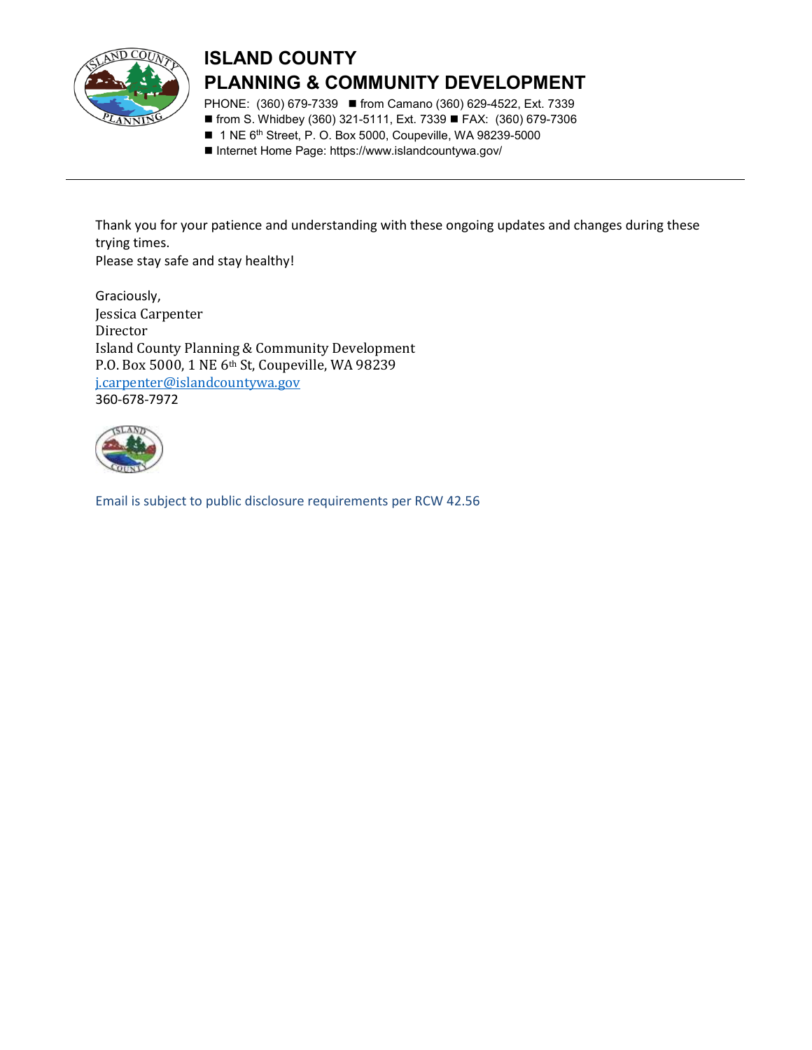# ISLAND COUNTY
# PLANNING & COMMUNITY DEVELOPMENT

PHONE: (360) 679-7339 ■ from Camano (360) 629-4522, Ext. 7339
■ from S. Whidbey (360) 321-5111, Ext. 7339 ■ FAX: (360) 679-7306
■ 1 NE 6th Street, P. O. Box 5000, Coupeville, WA 98239-5000
■ Internet Home Page: https://www.islandcountywa.gov/

---

Thank you for your patience and understanding with these ongoing updates and changes during these trying times.
Please stay safe and stay healthy!

Graciously,
Jessica Carpenter
Director
Island County Planning & Community Development
P.O. Box 5000, 1 NE 6th St, Coupeville, WA 98239
j.carpenter@islandcountywa.gov
360-678-7972

Email is subject to public disclosure requirements per RCW 42.56